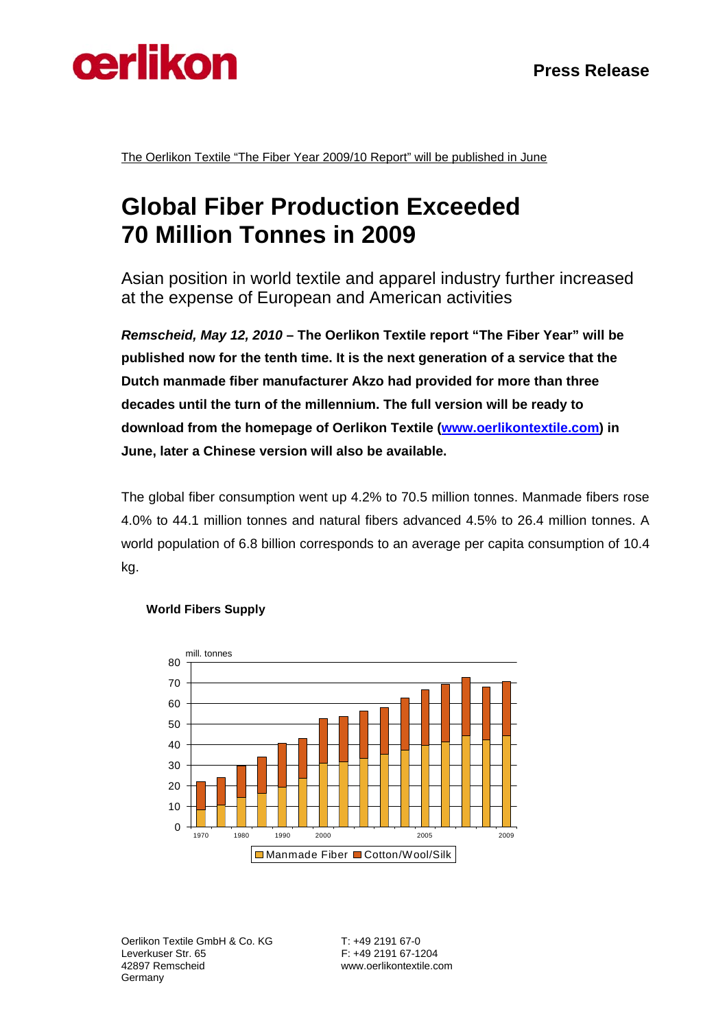Press Release

The Oerlikon Textile "The Fiber Year 2009/10 Report" will be published in June

# Global Fiber Production Exceeded 70 Million Tonnes in 2009

## Asian position in world textile and apparel industry further increased at the expense of European and American activities

***Remscheid, May 12, 2010* – The Oerlikon Textile report "The Fiber Year" will be published now for the tenth time. It is the next generation of a service that the Dutch manmade fiber manufacturer Akzo had provided for more than three decades until the turn of the millennium. The full version will be ready to download from the homepage of Oerlikon Textile (www.oerlikontextile.com) in June, later a Chinese version will also be available.**

The global fiber consumption went up 4.2% to 70.5 million tonnes. Manmade fibers rose 4.0% to 44.1 million tonnes and natural fibers advanced 4.5% to 26.4 million tonnes. A world population of 6.8 billion corresponds to an average per capita consumption of 10.4 kg.

**World Fibers Supply**

Oerlikon Textile GmbH & Co. KG
Leverkuser Str. 65
42897 Remscheid
Germany

T: +49 2191 67-0
F: +49 2191 67-1204
www.oerlikontextile.com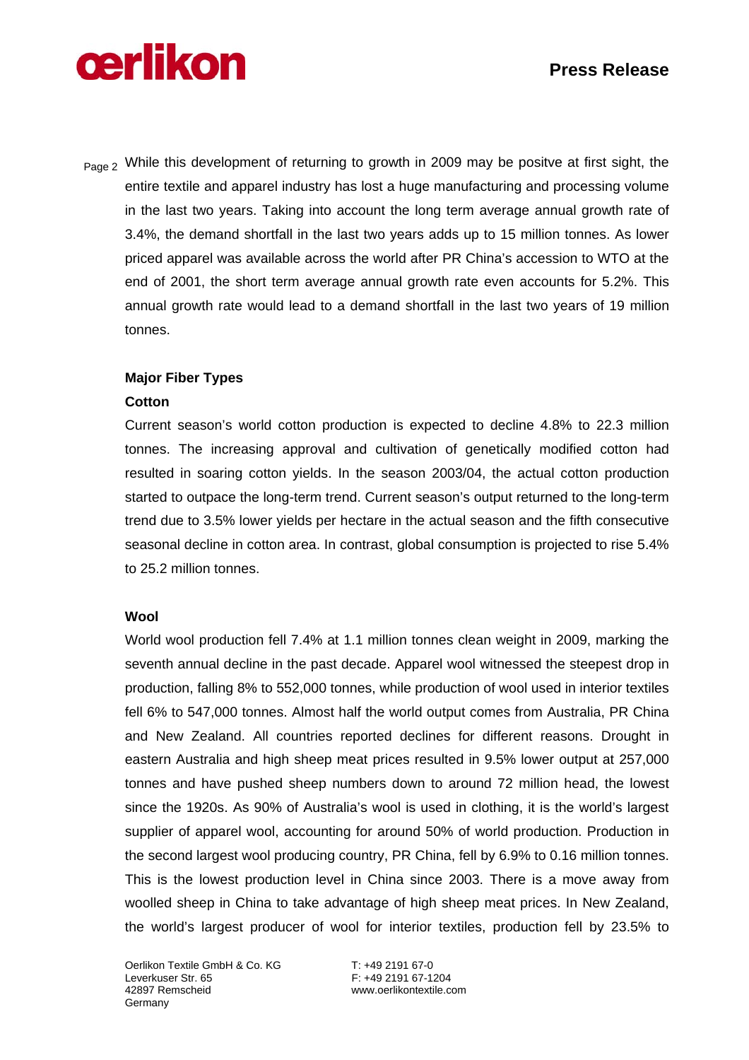While this development of returning to growth in 2009 may be positve at first sight, the entire textile and apparel industry has lost a huge manufacturing and processing volume in the last two years. Taking into account the long term average annual growth rate of 3.4%, the demand shortfall in the last two years adds up to 15 million tonnes. As lower priced apparel was available across the world after PR China's accession to WTO at the end of 2001, the short term average annual growth rate even accounts for 5.2%. This annual growth rate would lead to a demand shortfall in the last two years of 19 million tonnes.

**Major Fiber Types**

**Cotton**

Current season's world cotton production is expected to decline 4.8% to 22.3 million tonnes. The increasing approval and cultivation of genetically modified cotton had resulted in soaring cotton yields. In the season 2003/04, the actual cotton production started to outpace the long-term trend. Current season's output returned to the long-term trend due to 3.5% lower yields per hectare in the actual season and the fifth consecutive seasonal decline in cotton area. In contrast, global consumption is projected to rise 5.4% to 25.2 million tonnes.

**Wool**

World wool production fell 7.4% at 1.1 million tonnes clean weight in 2009, marking the seventh annual decline in the past decade. Apparel wool witnessed the steepest drop in production, falling 8% to 552,000 tonnes, while production of wool used in interior textiles fell 6% to 547,000 tonnes. Almost half the world output comes from Australia, PR China and New Zealand. All countries reported declines for different reasons. Drought in eastern Australia and high sheep meat prices resulted in 9.5% lower output at 257,000 tonnes and have pushed sheep numbers down to around 72 million head, the lowest since the 1920s. As 90% of Australia's wool is used in clothing, it is the world's largest supplier of apparel wool, accounting for around 50% of world production. Production in the second largest wool producing country, PR China, fell by 6.9% to 0.16 million tonnes. This is the lowest production level in China since 2003. There is a move away from woolled sheep in China to take advantage of high sheep meat prices. In New Zealand, the world's largest producer of wool for interior textiles, production fell by 23.5% to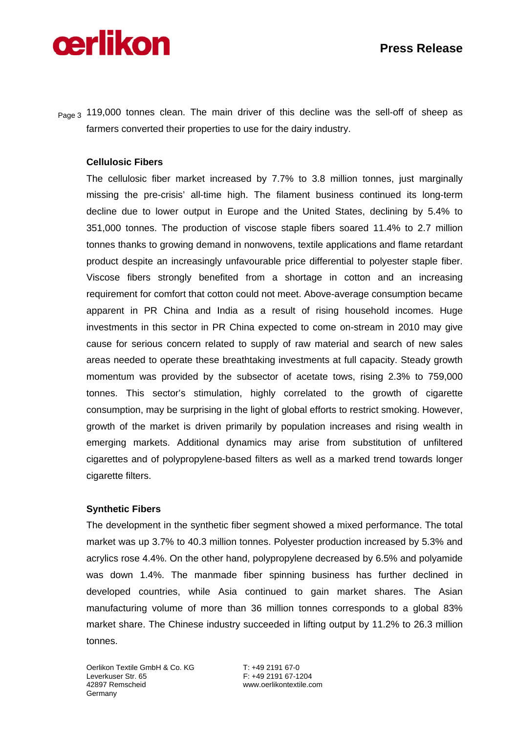119,000 tonnes clean. The main driver of this decline was the sell-off of sheep as farmers converted their properties to use for the dairy industry.

**Cellulosic Fibers**

The cellulosic fiber market increased by 7.7% to 3.8 million tonnes, just marginally missing the pre-crisis' all-time high. The filament business continued its long-term decline due to lower output in Europe and the United States, declining by 5.4% to 351,000 tonnes. The production of viscose staple fibers soared 11.4% to 2.7 million tonnes thanks to growing demand in nonwovens, textile applications and flame retardant product despite an increasingly unfavourable price differential to polyester staple fiber. Viscose fibers strongly benefited from a shortage in cotton and an increasing requirement for comfort that cotton could not meet. Above-average consumption became apparent in PR China and India as a result of rising household incomes. Huge investments in this sector in PR China expected to come on-stream in 2010 may give cause for serious concern related to supply of raw material and search of new sales areas needed to operate these breathtaking investments at full capacity. Steady growth momentum was provided by the subsector of acetate tows, rising 2.3% to 759,000 tonnes. This sector's stimulation, highly correlated to the growth of cigarette consumption, may be surprising in the light of global efforts to restrict smoking. However, growth of the market is driven primarily by population increases and rising wealth in emerging markets. Additional dynamics may arise from substitution of unfiltered cigarettes and of polypropylene-based filters as well as a marked trend towards longer cigarette filters.

**Synthetic Fibers**

The development in the synthetic fiber segment showed a mixed performance. The total market was up 3.7% to 40.3 million tonnes. Polyester production increased by 5.3% and acrylics rose 4.4%. On the other hand, polypropylene decreased by 6.5% and polyamide was down 1.4%. The manmade fiber spinning business has further declined in developed countries, while Asia continued to gain market shares. The Asian manufacturing volume of more than 36 million tonnes corresponds to a global 83% market share. The Chinese industry succeeded in lifting output by 11.2% to 26.3 million tonnes.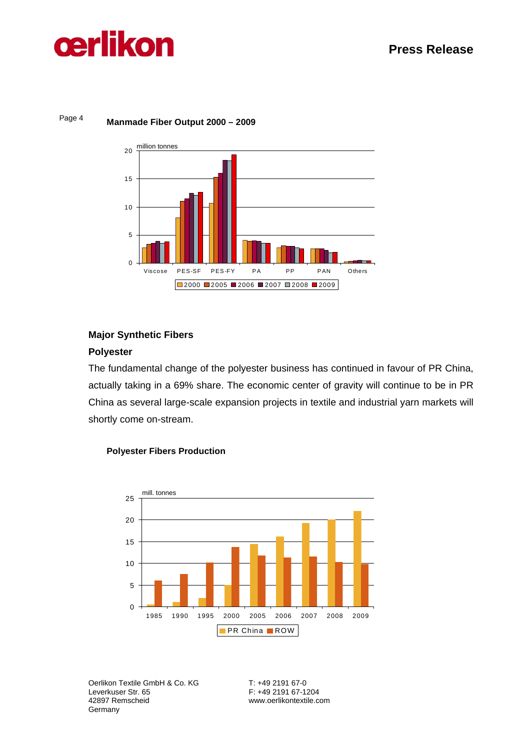**Manmade Fiber Output 2000 – 2009**

## Major Synthetic Fibers

### Polyester

The fundamental change of the polyester business has continued in favour of PR China, actually taking in a 69% share. The economic center of gravity will continue to be in PR China as several large-scale expansion projects in textile and industrial yarn markets will shortly come on-stream.

**Polyester Fibers Production**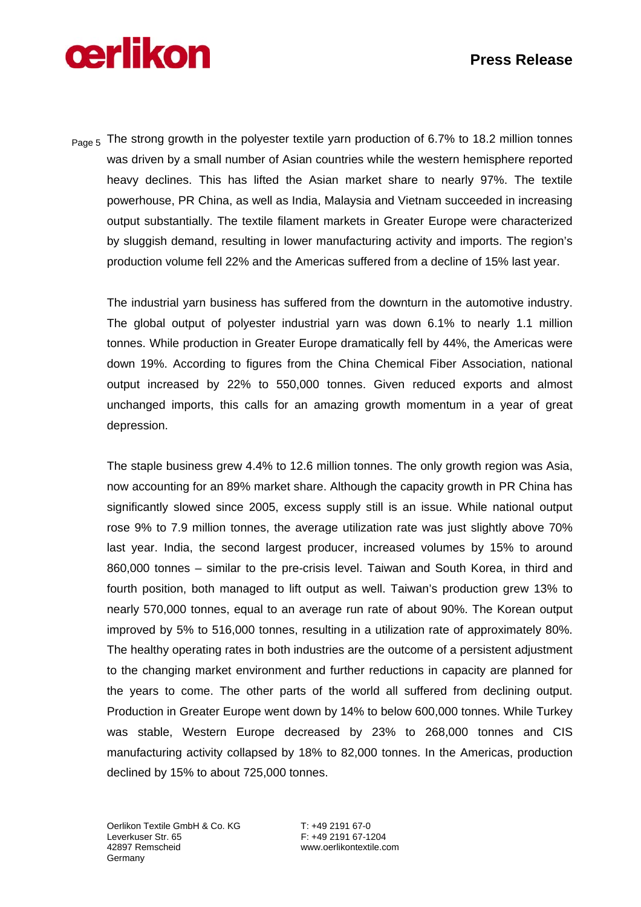The strong growth in the polyester textile yarn production of 6.7% to 18.2 million tonnes was driven by a small number of Asian countries while the western hemisphere reported heavy declines. This has lifted the Asian market share to nearly 97%. The textile powerhouse, PR China, as well as India, Malaysia and Vietnam succeeded in increasing output substantially. The textile filament markets in Greater Europe were characterized by sluggish demand, resulting in lower manufacturing activity and imports. The region's production volume fell 22% and the Americas suffered from a decline of 15% last year.

The industrial yarn business has suffered from the downturn in the automotive industry. The global output of polyester industrial yarn was down 6.1% to nearly 1.1 million tonnes. While production in Greater Europe dramatically fell by 44%, the Americas were down 19%. According to figures from the China Chemical Fiber Association, national output increased by 22% to 550,000 tonnes. Given reduced exports and almost unchanged imports, this calls for an amazing growth momentum in a year of great depression.

The staple business grew 4.4% to 12.6 million tonnes. The only growth region was Asia, now accounting for an 89% market share. Although the capacity growth in PR China has significantly slowed since 2005, excess supply still is an issue. While national output rose 9% to 7.9 million tonnes, the average utilization rate was just slightly above 70% last year. India, the second largest producer, increased volumes by 15% to around 860,000 tonnes – similar to the pre-crisis level. Taiwan and South Korea, in third and fourth position, both managed to lift output as well. Taiwan's production grew 13% to nearly 570,000 tonnes, equal to an average run rate of about 90%. The Korean output improved by 5% to 516,000 tonnes, resulting in a utilization rate of approximately 80%. The healthy operating rates in both industries are the outcome of a persistent adjustment to the changing market environment and further reductions in capacity are planned for the years to come. The other parts of the world all suffered from declining output. Production in Greater Europe went down by 14% to below 600,000 tonnes. While Turkey was stable, Western Europe decreased by 23% to 268,000 tonnes and CIS manufacturing activity collapsed by 18% to 82,000 tonnes. In the Americas, production declined by 15% to about 725,000 tonnes.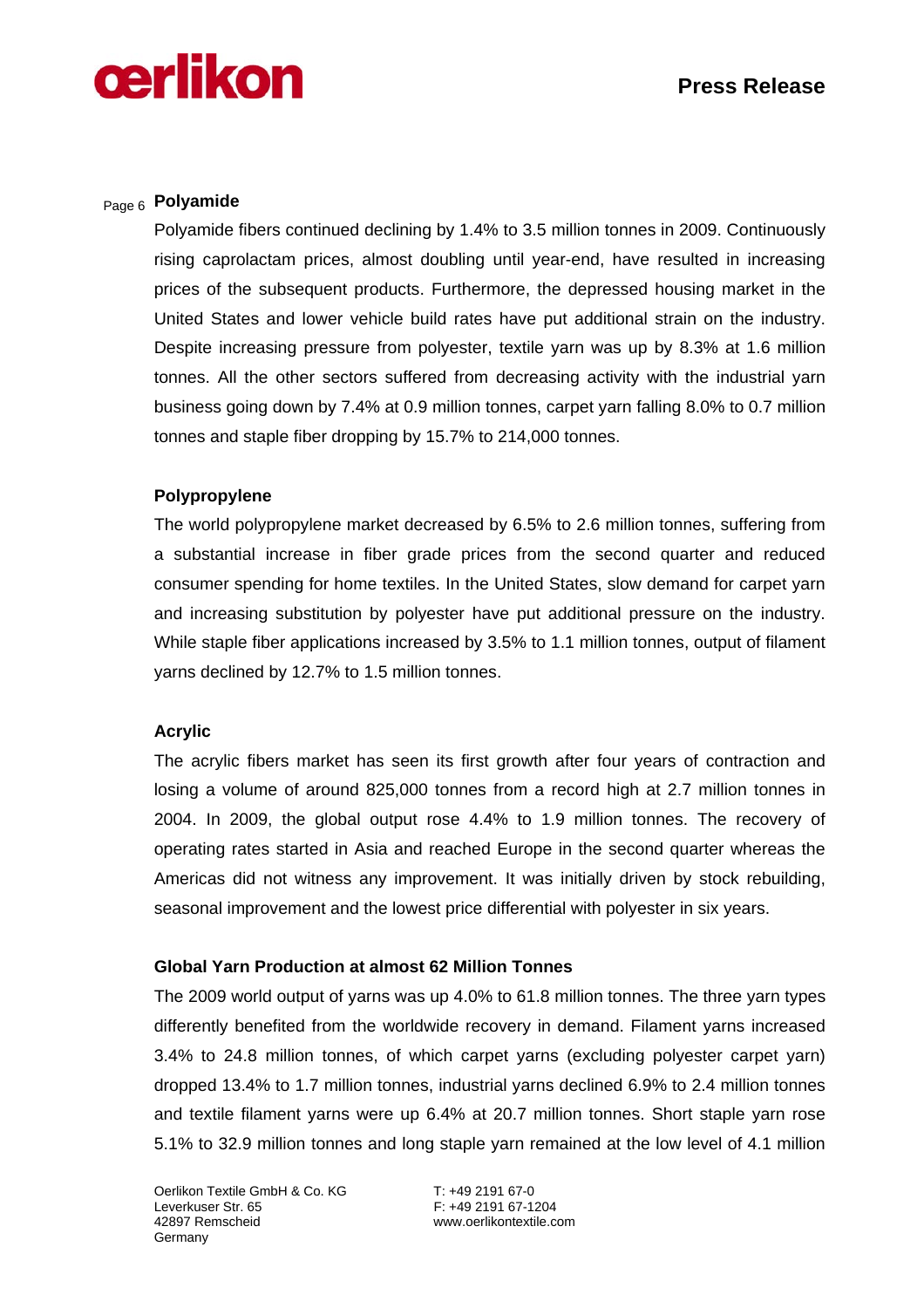## Polyamide

Polyamide fibers continued declining by 1.4% to 3.5 million tonnes in 2009. Continuously rising caprolactam prices, almost doubling until year-end, have resulted in increasing prices of the subsequent products. Furthermore, the depressed housing market in the United States and lower vehicle build rates have put additional strain on the industry. Despite increasing pressure from polyester, textile yarn was up by 8.3% at 1.6 million tonnes. All the other sectors suffered from decreasing activity with the industrial yarn business going down by 7.4% at 0.9 million tonnes, carpet yarn falling 8.0% to 0.7 million tonnes and staple fiber dropping by 15.7% to 214,000 tonnes.

## Polypropylene

The world polypropylene market decreased by 6.5% to 2.6 million tonnes, suffering from a substantial increase in fiber grade prices from the second quarter and reduced consumer spending for home textiles. In the United States, slow demand for carpet yarn and increasing substitution by polyester have put additional pressure on the industry. While staple fiber applications increased by 3.5% to 1.1 million tonnes, output of filament yarns declined by 12.7% to 1.5 million tonnes.

## Acrylic

The acrylic fibers market has seen its first growth after four years of contraction and losing a volume of around 825,000 tonnes from a record high at 2.7 million tonnes in 2004. In 2009, the global output rose 4.4% to 1.9 million tonnes. The recovery of operating rates started in Asia and reached Europe in the second quarter whereas the Americas did not witness any improvement. It was initially driven by stock rebuilding, seasonal improvement and the lowest price differential with polyester in six years.

## Global Yarn Production at almost 62 Million Tonnes

The 2009 world output of yarns was up 4.0% to 61.8 million tonnes. The three yarn types differently benefited from the worldwide recovery in demand. Filament yarns increased 3.4% to 24.8 million tonnes, of which carpet yarns (excluding polyester carpet yarn) dropped 13.4% to 1.7 million tonnes, industrial yarns declined 6.9% to 2.4 million tonnes and textile filament yarns were up 6.4% at 20.7 million tonnes. Short staple yarn rose 5.1% to 32.9 million tonnes and long staple yarn remained at the low level of 4.1 million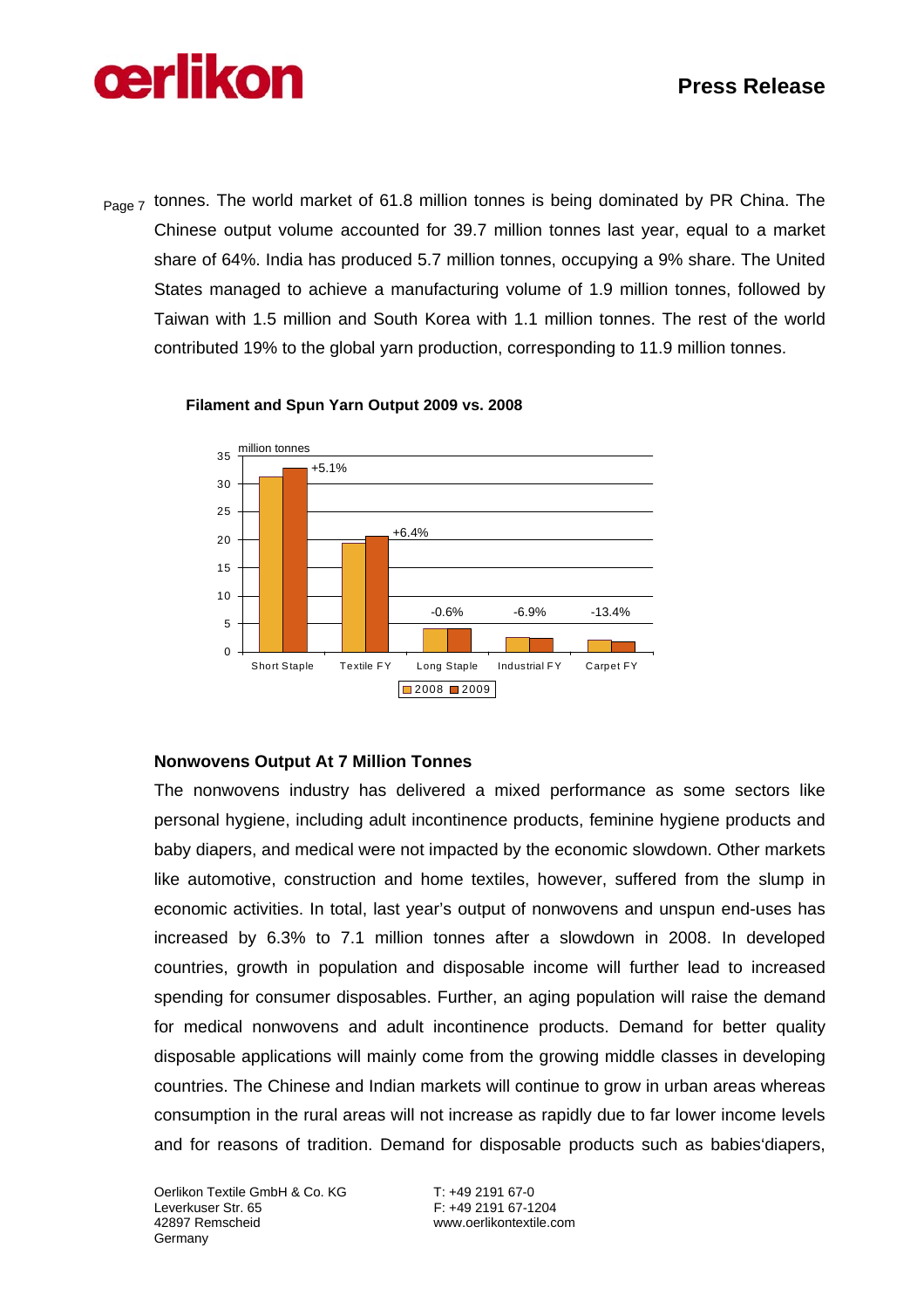tonnes. The world market of 61.8 million tonnes is being dominated by PR China. The Chinese output volume accounted for 39.7 million tonnes last year, equal to a market share of 64%. India has produced 5.7 million tonnes, occupying a 9% share. The United States managed to achieve a manufacturing volume of 1.9 million tonnes, followed by Taiwan with 1.5 million and South Korea with 1.1 million tonnes. The rest of the world contributed 19% to the global yarn production, corresponding to 11.9 million tonnes.

**Filament and Spun Yarn Output 2009 vs. 2008**

| million tonnes | 2008 | 2009 | Change |
|---|---|---|---|
| Short Staple | | | +5.1% |
| Textile FY | | | +6.4% |
| Long Staple | | | -0.6% |
| Industrial FY | | | -6.9% |
| Carpet FY | | | -13.4% |

## Nonwovens Output At 7 Million Tonnes

The nonwovens industry has delivered a mixed performance as some sectors like personal hygiene, including adult incontinence products, feminine hygiene products and baby diapers, and medical were not impacted by the economic slowdown. Other markets like automotive, construction and home textiles, however, suffered from the slump in economic activities. In total, last year's output of nonwovens and unspun end-uses has increased by 6.3% to 7.1 million tonnes after a slowdown in 2008. In developed countries, growth in population and disposable income will further lead to increased spending for consumer disposables. Further, an aging population will raise the demand for medical nonwovens and adult incontinence products. Demand for better quality disposable applications will mainly come from the growing middle classes in developing countries. The Chinese and Indian markets will continue to grow in urban areas whereas consumption in the rural areas will not increase as rapidly due to far lower income levels and for reasons of tradition. Demand for disposable products such as babies'diapers,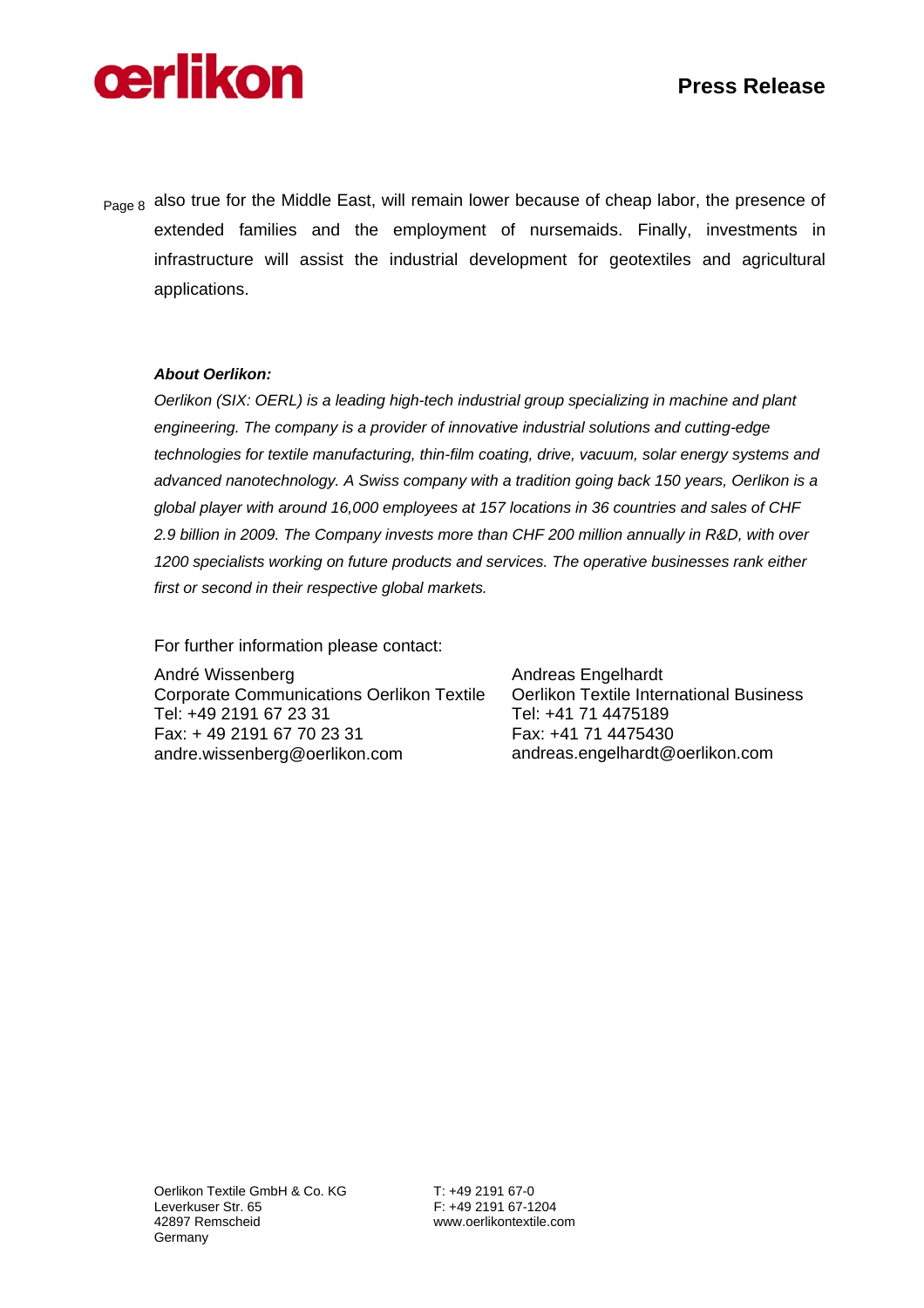also true for the Middle East, will remain lower because of cheap labor, the presence of extended families and the employment of nursemaids. Finally, investments in infrastructure will assist the industrial development for geotextiles and agricultural applications.

***About Oerlikon:***

*Oerlikon (SIX: OERL) is a leading high-tech industrial group specializing in machine and plant engineering. The company is a provider of innovative industrial solutions and cutting-edge technologies for textile manufacturing, thin-film coating, drive, vacuum, solar energy systems and advanced nanotechnology. A Swiss company with a tradition going back 150 years, Oerlikon is a global player with around 16,000 employees at 157 locations in 36 countries and sales of CHF 2.9 billion in 2009. The Company invests more than CHF 200 million annually in R&D, with over 1200 specialists working on future products and services. The operative businesses rank either first or second in their respective global markets.*

For further information please contact:

André Wissenberg
Corporate Communications Oerlikon Textile
Tel: +49 2191 67 23 31
Fax: + 49 2191 67 70 23 31
andre.wissenberg@oerlikon.com

Andreas Engelhardt
Oerlikon Textile International Business
Tel: +41 71 4475189
Fax: +41 71 4475430
andreas.engelhardt@oerlikon.com

Oerlikon Textile GmbH & Co. KG
Leverkuser Str. 65
42897 Remscheid
Germany

T: +49 2191 67-0
F: +49 2191 67-1204
www.oerlikontextile.com